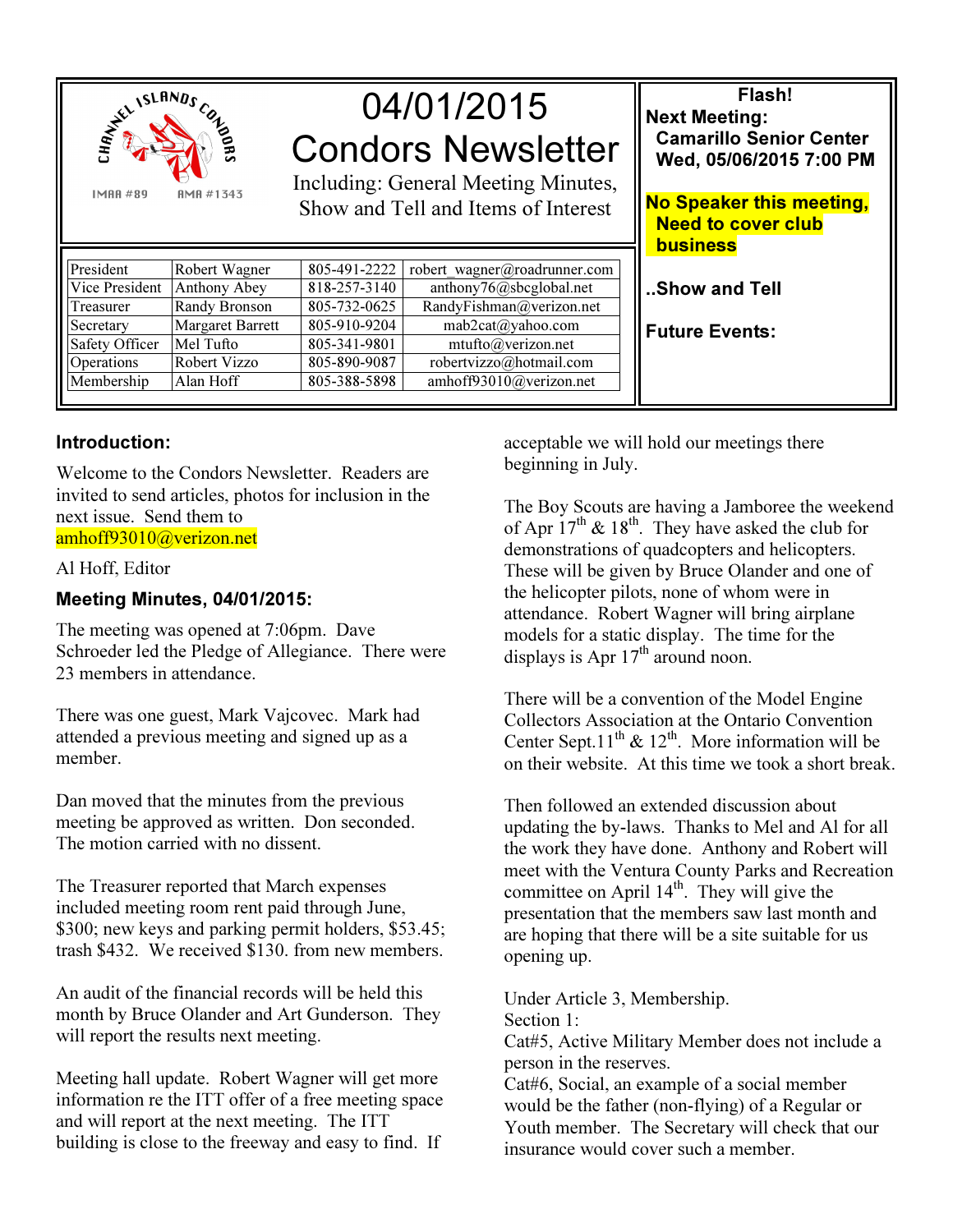# 04/01/2015 Condors Newsletter

Including: General Meeting Minutes, Show and Tell and Items of Interest

CHANNEL ISLANDS CONDORS — IMAA #89 — AMA #1343

| President | Robert Wagner | 805-491-2222 | robert_wagner@roadrunner.com |
|---|---|---|---|
| Vice President | Anthony Abey | 818-257-3140 | anthony76@sbcglobal.net |
| Treasurer | Randy Bronson | 805-732-0625 | RandyFishman@verizon.net |
| Secretary | Margaret Barrett | 805-910-9204 | mab2cat@yahoo.com |
| Safety Officer | Mel Tufto | 805-341-9801 | mtufto@verizon.net |
| Operations | Robert Vizzo | 805-890-9087 | robertvizzo@hotmail.com |
| Membership | Alan Hoff | 805-388-5898 | amhoff93010@verizon.net |

**Flash!**

**Next Meeting:**
**Camarillo Senior Center**
**Wed, 05/06/2015 7:00 PM**

**No Speaker this meeting, Need to cover club business**

**..Show and Tell**

**Future Events:**

### Introduction:

Welcome to the Condors Newsletter. Readers are invited to send articles, photos for inclusion in the next issue. Send them to amhoff93010@verizon.net

Al Hoff, Editor

### Meeting Minutes, 04/01/2015:

The meeting was opened at 7:06pm. Dave Schroeder led the Pledge of Allegiance. There were 23 members in attendance.

There was one guest, Mark Vajcovec. Mark had attended a previous meeting and signed up as a member.

Dan moved that the minutes from the previous meeting be approved as written. Don seconded. The motion carried with no dissent.

The Treasurer reported that March expenses included meeting room rent paid through June, $300; new keys and parking permit holders, $53.45; trash $432. We received $130. from new members.

An audit of the financial records will be held this month by Bruce Olander and Art Gunderson. They will report the results next meeting.

Meeting hall update. Robert Wagner will get more information re the ITT offer of a free meeting space and will report at the next meeting. The ITT building is close to the freeway and easy to find. If acceptable we will hold our meetings there beginning in July.

The Boy Scouts are having a Jamboree the weekend of Apr 17th & 18th. They have asked the club for demonstrations of quadcopters and helicopters. These will be given by Bruce Olander and one of the helicopter pilots, none of whom were in attendance. Robert Wagner will bring airplane models for a static display. The time for the displays is Apr 17th around noon.

There will be a convention of the Model Engine Collectors Association at the Ontario Convention Center Sept.11th & 12th. More information will be on their website. At this time we took a short break.

Then followed an extended discussion about updating the by-laws. Thanks to Mel and Al for all the work they have done. Anthony and Robert will meet with the Ventura County Parks and Recreation committee on April 14th. They will give the presentation that the members saw last month and are hoping that there will be a site suitable for us opening up.

Under Article 3, Membership.
Section 1:
Cat#5, Active Military Member does not include a person in the reserves.
Cat#6, Social, an example of a social member would be the father (non-flying) of a Regular or Youth member. The Secretary will check that our insurance would cover such a member.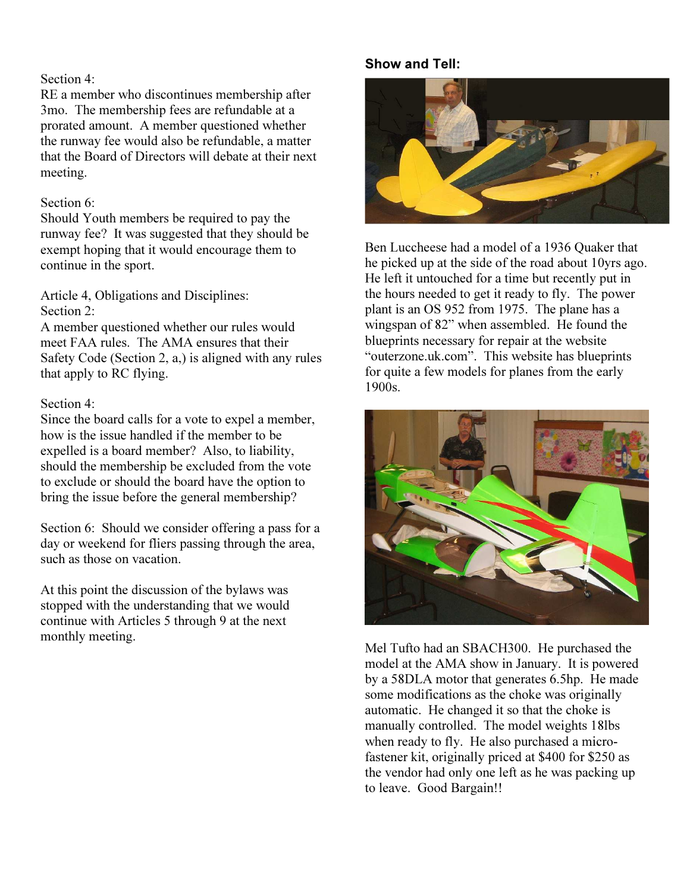Section 4:
RE a member who discontinues membership after 3mo. The membership fees are refundable at a prorated amount. A member questioned whether the runway fee would also be refundable, a matter that the Board of Directors will debate at their next meeting.

Section 6:
Should Youth members be required to pay the runway fee? It was suggested that they should be exempt hoping that it would encourage them to continue in the sport.

Article 4, Obligations and Disciplines:
Section 2:
A member questioned whether our rules would meet FAA rules. The AMA ensures that their Safety Code (Section 2, a,) is aligned with any rules that apply to RC flying.

Section 4:
Since the board calls for a vote to expel a member, how is the issue handled if the member to be expelled is a board member? Also, to liability, should the membership be excluded from the vote to exclude or should the board have the option to bring the issue before the general membership?

Section 6: Should we consider offering a pass for a day or weekend for fliers passing through the area, such as those on vacation.

At this point the discussion of the bylaws was stopped with the understanding that we would continue with Articles 5 through 9 at the next monthly meeting.

**Show and Tell:**

Ben Luccheese had a model of a 1936 Quaker that he picked up at the side of the road about 10yrs ago. He left it untouched for a time but recently put in the hours needed to get it ready to fly. The power plant is an OS 952 from 1975. The plane has a wingspan of 82" when assembled. He found the blueprints necessary for repair at the website "outerzone.uk.com". This website has blueprints for quite a few models for planes from the early 1900s.

Mel Tufto had an SBACH300. He purchased the model at the AMA show in January. It is powered by a 58DLA motor that generates 6.5hp. He made some modifications as the choke was originally automatic. He changed it so that the choke is manually controlled. The model weights 18lbs when ready to fly. He also purchased a micro-fastener kit, originally priced at $400 for $250 as the vendor had only one left as he was packing up to leave. Good Bargain!!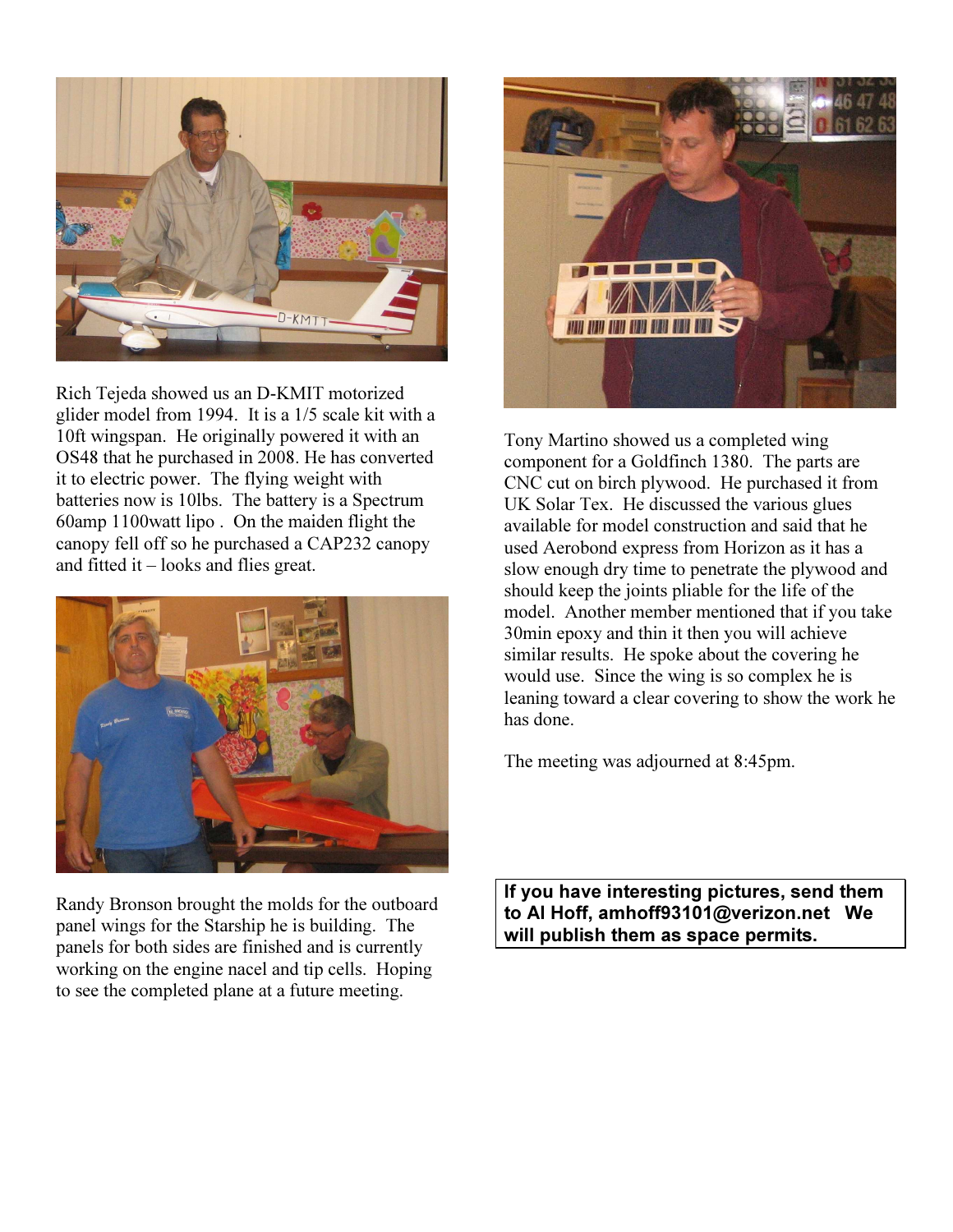Rich Tejeda showed us an D-KMIT motorized glider model from 1994. It is a 1/5 scale kit with a 10ft wingspan. He originally powered it with an OS48 that he purchased in 2008. He has converted it to electric power. The flying weight with batteries now is 10lbs. The battery is a Spectrum 60amp 1100watt lipo . On the maiden flight the canopy fell off so he purchased a CAP232 canopy and fitted it – looks and flies great.

Randy Bronson brought the molds for the outboard panel wings for the Starship he is building. The panels for both sides are finished and is currently working on the engine nacel and tip cells. Hoping to see the completed plane at a future meeting.

Tony Martino showed us a completed wing component for a Goldfinch 1380. The parts are CNC cut on birch plywood. He purchased it from UK Solar Tex. He discussed the various glues available for model construction and said that he used Aerobond express from Horizon as it has a slow enough dry time to penetrate the plywood and should keep the joints pliable for the life of the model. Another member mentioned that if you take 30min epoxy and thin it then you will achieve similar results. He spoke about the covering he would use. Since the wing is so complex he is leaning toward a clear covering to show the work he has done.

The meeting was adjourned at 8:45pm.

**If you have interesting pictures, send them to Al Hoff, amhoff93101@verizon.net We will publish them as space permits.**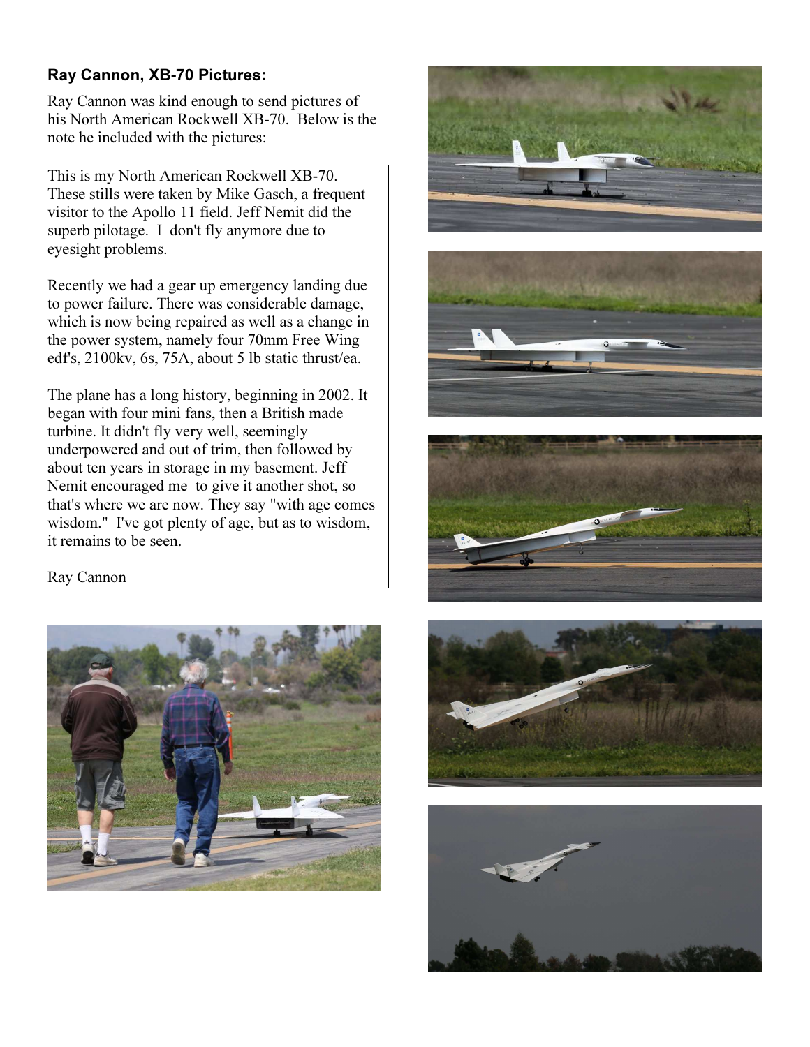### **Ray Cannon, XB-70 Pictures:**

Ray Cannon was kind enough to send pictures of his North American Rockwell XB-70. Below is the note he included with the pictures:

> This is my North American Rockwell XB-70. These stills were taken by Mike Gasch, a frequent visitor to the Apollo 11 field. Jeff Nemit did the superb pilotage. I don't fly anymore due to eyesight problems.
>
> Recently we had a gear up emergency landing due to power failure. There was considerable damage, which is now being repaired as well as a change in the power system, namely four 70mm Free Wing edf's, 2100kv, 6s, 75A, about 5 lb static thrust/ea.
>
> The plane has a long history, beginning in 2002. It began with four mini fans, then a British made turbine. It didn't fly very well, seemingly underpowered and out of trim, then followed by about ten years in storage in my basement. Jeff Nemit encouraged me to give it another shot, so that's where we are now. They say "with age comes wisdom." I've got plenty of age, but as to wisdom, it remains to be seen.
>
> Ray Cannon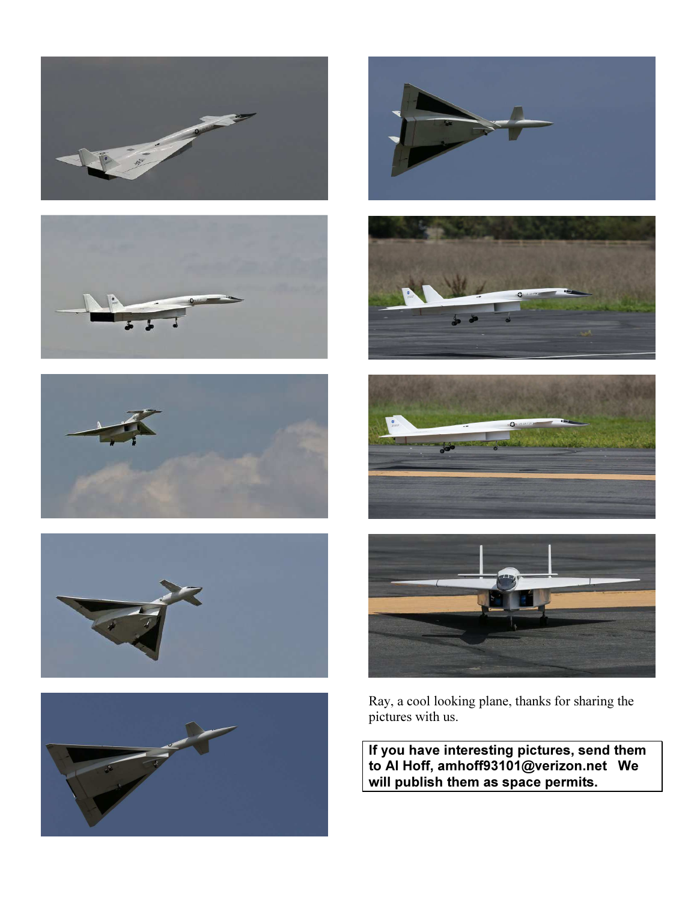Ray, a cool looking plane, thanks for sharing the pictures with us.

**If you have interesting pictures, send them to Al Hoff, amhoff93101@verizon.net We will publish them as space permits.**